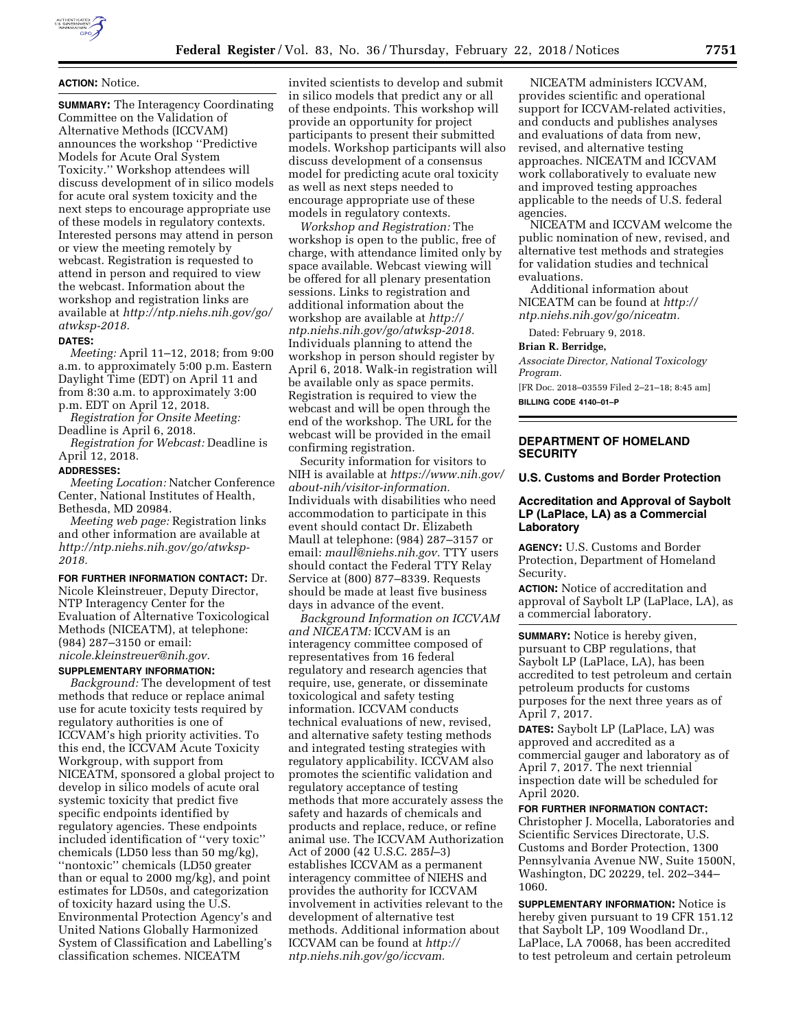**ACTION:** Notice.

**SUMMARY:** The Interagency Coordinating Committee on the Validation of Alternative Methods (ICCVAM) announces the workshop ''Predictive Models for Acute Oral System Toxicity.'' Workshop attendees will discuss development of in silico models for acute oral system toxicity and the next steps to encourage appropriate use of these models in regulatory contexts. Interested persons may attend in person or view the meeting remotely by webcast. Registration is requested to attend in person and required to view the webcast. Information about the workshop and registration links are available at *http://ntp.niehs.nih.gov/go/atwksp-2018.*

**DATES:**

*Meeting:* April 11–12, 2018; from 9:00 a.m. to approximately 5:00 p.m. Eastern Daylight Time (EDT) on April 11 and from 8:30 a.m. to approximately 3:00 p.m. EDT on April 12, 2018.

*Registration for Onsite Meeting:* Deadline is April 6, 2018.

*Registration for Webcast:* Deadline is April 12, 2018.

**ADDRESSES:**

*Meeting Location:* Natcher Conference Center, National Institutes of Health, Bethesda, MD 20984.

*Meeting web page:* Registration links and other information are available at *http://ntp.niehs.nih.gov/go/atwksp-2018.*

**FOR FURTHER INFORMATION CONTACT:** Dr. Nicole Kleinstreuer, Deputy Director, NTP Interagency Center for the Evaluation of Alternative Toxicological Methods (NICEATM), at telephone: (984) 287–3150 or email: *nicole.kleinstreuer@nih.gov.*

**SUPPLEMENTARY INFORMATION:**

*Background:* The development of test methods that reduce or replace animal use for acute toxicity tests required by regulatory authorities is one of ICCVAM's high priority activities. To this end, the ICCVAM Acute Toxicity Workgroup, with support from NICEATM, sponsored a global project to develop in silico models of acute oral systemic toxicity that predict five specific endpoints identified by regulatory agencies. These endpoints included identification of ''very toxic'' chemicals (LD50 less than 50 mg/kg), ''nontoxic'' chemicals (LD50 greater than or equal to 2000 mg/kg), and point estimates for LD50s, and categorization of toxicity hazard using the U.S. Environmental Protection Agency's and United Nations Globally Harmonized System of Classification and Labelling's classification schemes. NICEATM invited scientists to develop and submit in silico models that predict any or all of these endpoints. This workshop will provide an opportunity for project participants to present their submitted models. Workshop participants will also discuss development of a consensus model for predicting acute oral toxicity as well as next steps needed to encourage appropriate use of these models in regulatory contexts.

*Workshop and Registration:* The workshop is open to the public, free of charge, with attendance limited only by space available. Webcast viewing will be offered for all plenary presentation sessions. Links to registration and additional information about the workshop are available at *http://ntp.niehs.nih.gov/go/atwksp-2018.* Individuals planning to attend the workshop in person should register by April 6, 2018. Walk-in registration will be available only as space permits. Registration is required to view the webcast and will be open through the end of the workshop. The URL for the webcast will be provided in the email confirming registration.

Security information for visitors to NIH is available at *https://www.nih.gov/about-nih/visitor-information.* Individuals with disabilities who need accommodation to participate in this event should contact Dr. Elizabeth Maull at telephone: (984) 287–3157 or email: *maull@niehs.nih.gov.* TTY users should contact the Federal TTY Relay Service at (800) 877–8339. Requests should be made at least five business days in advance of the event.

*Background Information on ICCVAM and NICEATM:* ICCVAM is an interagency committee composed of representatives from 16 federal regulatory and research agencies that require, use, generate, or disseminate toxicological and safety testing information. ICCVAM conducts technical evaluations of new, revised, and alternative safety testing methods and integrated testing strategies with regulatory applicability. ICCVAM also promotes the scientific validation and regulatory acceptance of testing methods that more accurately assess the safety and hazards of chemicals and products and replace, reduce, or refine animal use. The ICCVAM Authorization Act of 2000 (42 U.S.C. 285*l*–3) establishes ICCVAM as a permanent interagency committee of NIEHS and provides the authority for ICCVAM involvement in activities relevant to the development of alternative test methods. Additional information about ICCVAM can be found at *http://ntp.niehs.nih.gov/go/iccvam.*

NICEATM administers ICCVAM, provides scientific and operational support for ICCVAM-related activities, and conducts and publishes analyses and evaluations of data from new, revised, and alternative testing approaches. NICEATM and ICCVAM work collaboratively to evaluate new and improved testing approaches applicable to the needs of U.S. federal agencies.

NICEATM and ICCVAM welcome the public nomination of new, revised, and alternative test methods and strategies for validation studies and technical evaluations.

Additional information about NICEATM can be found at *http://ntp.niehs.nih.gov/go/niceatm.*

Dated: February 9, 2018.

**Brian R. Berridge,**

*Associate Director, National Toxicology Program.*

[FR Doc. 2018–03559 Filed 2–21–18; 8:45 am]

**BILLING CODE 4140–01–P**

---

## DEPARTMENT OF HOMELAND SECURITY

### U.S. Customs and Border Protection

### Accreditation and Approval of Saybolt LP (LaPlace, LA) as a Commercial Laboratory

**AGENCY:** U.S. Customs and Border Protection, Department of Homeland Security.

**ACTION:** Notice of accreditation and approval of Saybolt LP (LaPlace, LA), as a commercial laboratory.

**SUMMARY:** Notice is hereby given, pursuant to CBP regulations, that Saybolt LP (LaPlace, LA), has been accredited to test petroleum and certain petroleum products for customs purposes for the next three years as of April 7, 2017.

**DATES:** Saybolt LP (LaPlace, LA) was approved and accredited as a commercial gauger and laboratory as of April 7, 2017. The next triennial inspection date will be scheduled for April 2020.

**FOR FURTHER INFORMATION CONTACT:** Christopher J. Mocella, Laboratories and Scientific Services Directorate, U.S. Customs and Border Protection, 1300 Pennsylvania Avenue NW, Suite 1500N, Washington, DC 20229, tel. 202–344–1060.

**SUPPLEMENTARY INFORMATION:** Notice is hereby given pursuant to 19 CFR 151.12 that Saybolt LP, 109 Woodland Dr., LaPlace, LA 70068, has been accredited to test petroleum and certain petroleum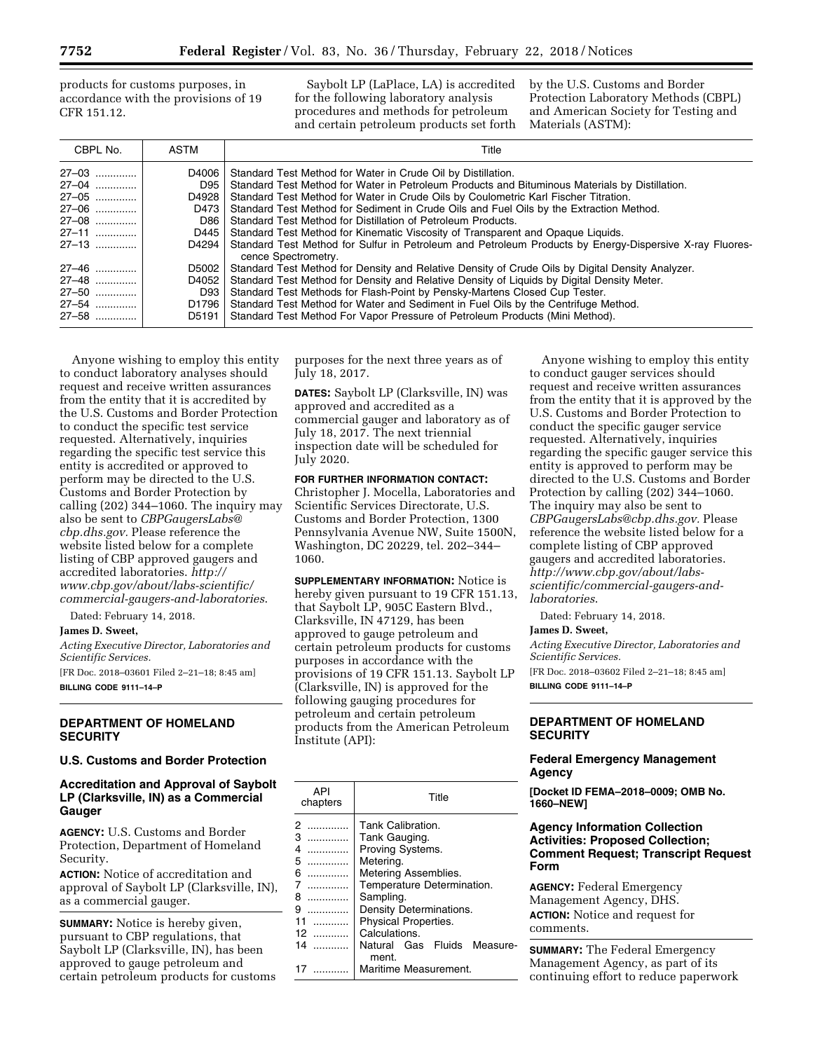products for customs purposes, in accordance with the provisions of 19 CFR 151.12.

Saybolt LP (LaPlace, LA) is accredited for the following laboratory analysis procedures and methods for petroleum and certain petroleum products set forth by the U.S. Customs and Border Protection Laboratory Methods (CBPL) and American Society for Testing and Materials (ASTM):

| CBPL No. | ASTM | Title |
|---|---|---|
| 27–03 | D4006 | Standard Test Method for Water in Crude Oil by Distillation. |
| 27–04 | D95 | Standard Test Method for Water in Petroleum Products and Bituminous Materials by Distillation. |
| 27–05 | D4928 | Standard Test Method for Water in Crude Oils by Coulometric Karl Fischer Titration. |
| 27–06 | D473 | Standard Test Method for Sediment in Crude Oils and Fuel Oils by the Extraction Method. |
| 27–08 | D86 | Standard Test Method for Distillation of Petroleum Products. |
| 27–11 | D445 | Standard Test Method for Kinematic Viscosity of Transparent and Opaque Liquids. |
| 27–13 | D4294 | Standard Test Method for Sulfur in Petroleum and Petroleum Products by Energy-Dispersive X-ray Fluorescence Spectrometry. |
| 27–46 | D5002 | Standard Test Method for Density and Relative Density of Crude Oils by Digital Density Analyzer. |
| 27–48 | D4052 | Standard Test Method for Density and Relative Density of Liquids by Digital Density Meter. |
| 27–50 | D93 | Standard Test Methods for Flash-Point by Pensky-Martens Closed Cup Tester. |
| 27–54 | D1796 | Standard Test Method for Water and Sediment in Fuel Oils by the Centrifuge Method. |
| 27–58 | D5191 | Standard Test Method For Vapor Pressure of Petroleum Products (Mini Method). |

Anyone wishing to employ this entity to conduct laboratory analyses should request and receive written assurances from the entity that it is accredited by the U.S. Customs and Border Protection to conduct the specific test service requested. Alternatively, inquiries regarding the specific test service this entity is accredited or approved to perform may be directed to the U.S. Customs and Border Protection by calling (202) 344–1060. The inquiry may also be sent to *CBPGaugersLabs@cbp.dhs.gov.* Please reference the website listed below for a complete listing of CBP approved gaugers and accredited laboratories. *http://www.cbp.gov/about/labs-scientific/commercial-gaugers-and-laboratories.*

Dated: February 14, 2018.

**James D. Sweet,**

*Acting Executive Director, Laboratories and Scientific Services.*

[FR Doc. 2018–03601 Filed 2–21–18; 8:45 am]

**BILLING CODE 9111–14–P**

## DEPARTMENT OF HOMELAND SECURITY

### U.S. Customs and Border Protection

### Accreditation and Approval of Saybolt LP (Clarksville, IN) as a Commercial Gauger

**AGENCY:** U.S. Customs and Border Protection, Department of Homeland Security.

**ACTION:** Notice of accreditation and approval of Saybolt LP (Clarksville, IN), as a commercial gauger.

**SUMMARY:** Notice is hereby given, pursuant to CBP regulations, that Saybolt LP (Clarksville, IN), has been approved to gauge petroleum and certain petroleum products for customs purposes for the next three years as of July 18, 2017.

**DATES:** Saybolt LP (Clarksville, IN) was approved and accredited as a commercial gauger and laboratory as of July 18, 2017. The next triennial inspection date will be scheduled for July 2020.

**FOR FURTHER INFORMATION CONTACT:** Christopher J. Mocella, Laboratories and Scientific Services Directorate, U.S. Customs and Border Protection, 1300 Pennsylvania Avenue NW, Suite 1500N, Washington, DC 20229, tel. 202–344–1060.

**SUPPLEMENTARY INFORMATION:** Notice is hereby given pursuant to 19 CFR 151.13, that Saybolt LP, 905C Eastern Blvd., Clarksville, IN 47129, has been approved to gauge petroleum and certain petroleum products for customs purposes in accordance with the provisions of 19 CFR 151.13. Saybolt LP (Clarksville, IN) is approved for the following gauging procedures for petroleum and certain petroleum products from the American Petroleum Institute (API):

| API chapters | Title |
|---|---|
| 2 | Tank Calibration. |
| 3 | Tank Gauging. |
| 4 | Proving Systems. |
| 5 | Metering. |
| 6 | Metering Assemblies. |
| 7 | Temperature Determination. |
| 8 | Sampling. |
| 9 | Density Determinations. |
| 11 | Physical Properties. |
| 12 | Calculations. |
| 14 | Natural Gas Fluids Measurement. |
| 17 | Maritime Measurement. |

Anyone wishing to employ this entity to conduct gauger services should request and receive written assurances from the entity that it is approved by the U.S. Customs and Border Protection to conduct the specific gauger service requested. Alternatively, inquiries regarding the specific gauger service this entity is approved to perform may be directed to the U.S. Customs and Border Protection by calling (202) 344–1060. The inquiry may also be sent to *CBPGaugersLabs@cbp.dhs.gov.* Please reference the website listed below for a complete listing of CBP approved gaugers and accredited laboratories. *http://www.cbp.gov/about/labs-scientific/commercial-gaugers-and-laboratories.*

Dated: February 14, 2018.

**James D. Sweet,**

*Acting Executive Director, Laboratories and Scientific Services.*

[FR Doc. 2018–03602 Filed 2–21–18; 8:45 am]

**BILLING CODE 9111–14–P**

## DEPARTMENT OF HOMELAND SECURITY

### Federal Emergency Management Agency

**[Docket ID FEMA–2018–0009; OMB No. 1660–NEW]**

### Agency Information Collection Activities: Proposed Collection; Comment Request; Transcript Request Form

**AGENCY:** Federal Emergency Management Agency, DHS.

**ACTION:** Notice and request for comments.

**SUMMARY:** The Federal Emergency Management Agency, as part of its continuing effort to reduce paperwork